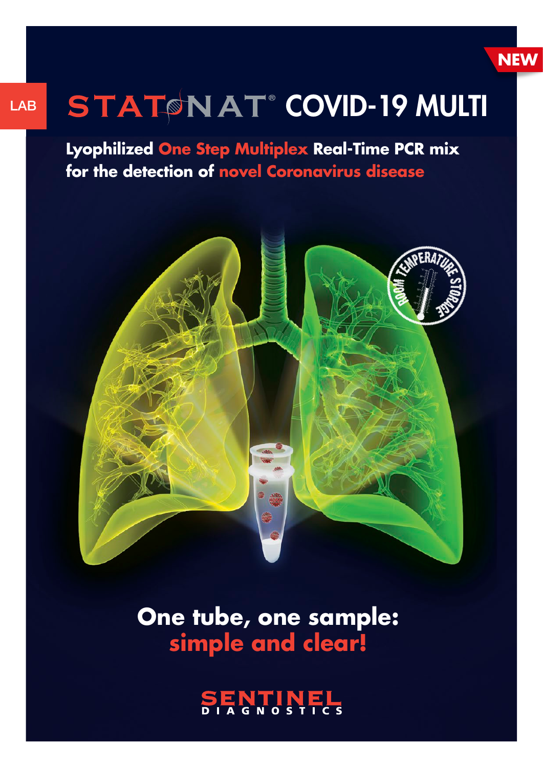NEW

LAB

# STATNAT® COVID-19 MULTI

**Lyophilized One Step Multiplex Real-Time PCR mix for the detection of novel Coronavirus disease**

ROOM TEMPERATURE STORAGE

## One tube, one sample: simple and clear!

SENTINEL DIAGNOSTICS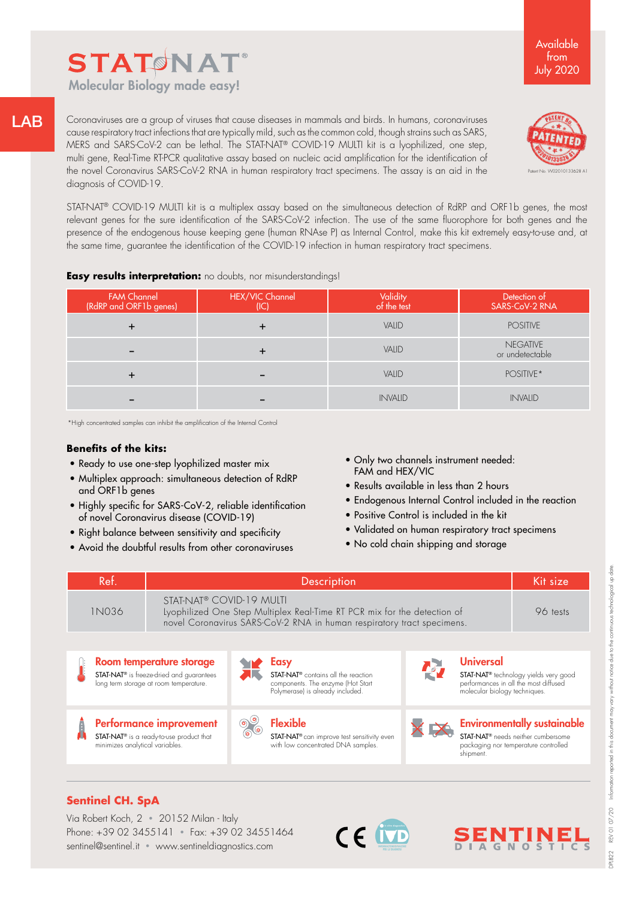# STAT-NAT®

Molecular Biology made easy!

Available from July 2020

LAB

Coronaviruses are a group of viruses that cause diseases in mammals and birds. In humans, coronaviruses cause respiratory tract infections that are typically mild, such as the common cold, though strains such as SARS, MERS and SARS-CoV-2 can be lethal. The STAT-NAT® COVID-19 MULTI kit is a lyophilized, one step, multi gene, Real-Time RT-PCR qualitative assay based on nucleic acid amplification for the identification of the novel Coronavirus SARS-CoV-2 RNA in human respiratory tract specimens. The assay is an aid in the diagnosis of COVID-19.

PATENTED

Patent No. WO2010133628 A1

STAT-NAT® COVID-19 MULTI kit is a multiplex assay based on the simultaneous detection of RdRP and ORF1b genes, the most relevant genes for the sure identification of the SARS-CoV-2 infection. The use of the same fluorophore for both genes and the presence of the endogenous house keeping gene (human RNAse P) as Internal Control, make this kit extremely easy-to-use and, at the same time, guarantee the identification of the COVID-19 infection in human respiratory tract specimens.

**Easy results interpretation:** no doubts, nor misunderstandings!

| FAM Channel (RdRP and ORF1b genes) | HEX/VIC Channel (IC) | Validity of the test | Detection of SARS-CoV-2 RNA |
|---|---|---|---|
| + | + | VALID | POSITIVE |
| – | + | VALID | NEGATIVE or undetectable |
| + | – | VALID | POSITIVE* |
| – | – | INVALID | INVALID |

*High concentrated samples can inhibit the amplification of the Internal Control

### Benefits of the kits:

- Ready to use one-step lyophilized master mix
- Multiplex approach: simultaneous detection of RdRP and ORF1b genes
- Highly specific for SARS-CoV-2, reliable identification of novel Coronavirus disease (COVID-19)
- Right balance between sensitivity and specificity
- Avoid the doubtful results from other coronaviruses
- Only two channels instrument needed: FAM and HEX/VIC
- Results available in less than 2 hours
- Endogenous Internal Control included in the reaction
- Positive Control is included in the kit
- Validated on human respiratory tract specimens
- No cold chain shipping and storage

| Ref. | Description | Kit size |
|---|---|---|
| 1N036 | STAT-NAT® COVID-19 MULTI<br>Lyophilized One Step Multiplex Real-Time RT PCR mix for the detection of novel Coronavirus SARS-CoV-2 RNA in human respiratory tract specimens. | 96 tests |

**Room temperature storage**
STAT-NAT® is freeze-dried and guarantees long term storage at room temperature.

**Easy**
STAT-NAT® contains all the reaction components. The enzyme (Hot Start Polymerase) is already included.

**Universal**
STAT-NAT® technology yields very good performances in all the most diffused molecular biology techniques.

**Performance improvement**
STAT-NAT® is a ready-to-use product that minimizes analytical variables.

**Flexible**
STAT-NAT® can improve test sensitivity even with low concentrated DNA samples.

**Environmentally sustainable**
STAT-NAT® needs neither cumbersome packaging nor temperature controlled shipment.

**Sentinel CH. SpA**

Via Robert Koch, 2 • 20152 Milan - Italy
Phone: +39 02 3455141 • Fax: +39 02 34551464
sentinel@sentinel.it • www.sentineldiagnostics.com

CE IVD

SENTINEL DIAGNOSTICS

DK822 REV 01 07/20 Information reported in this document may vary without notice due to the continuous technological up date